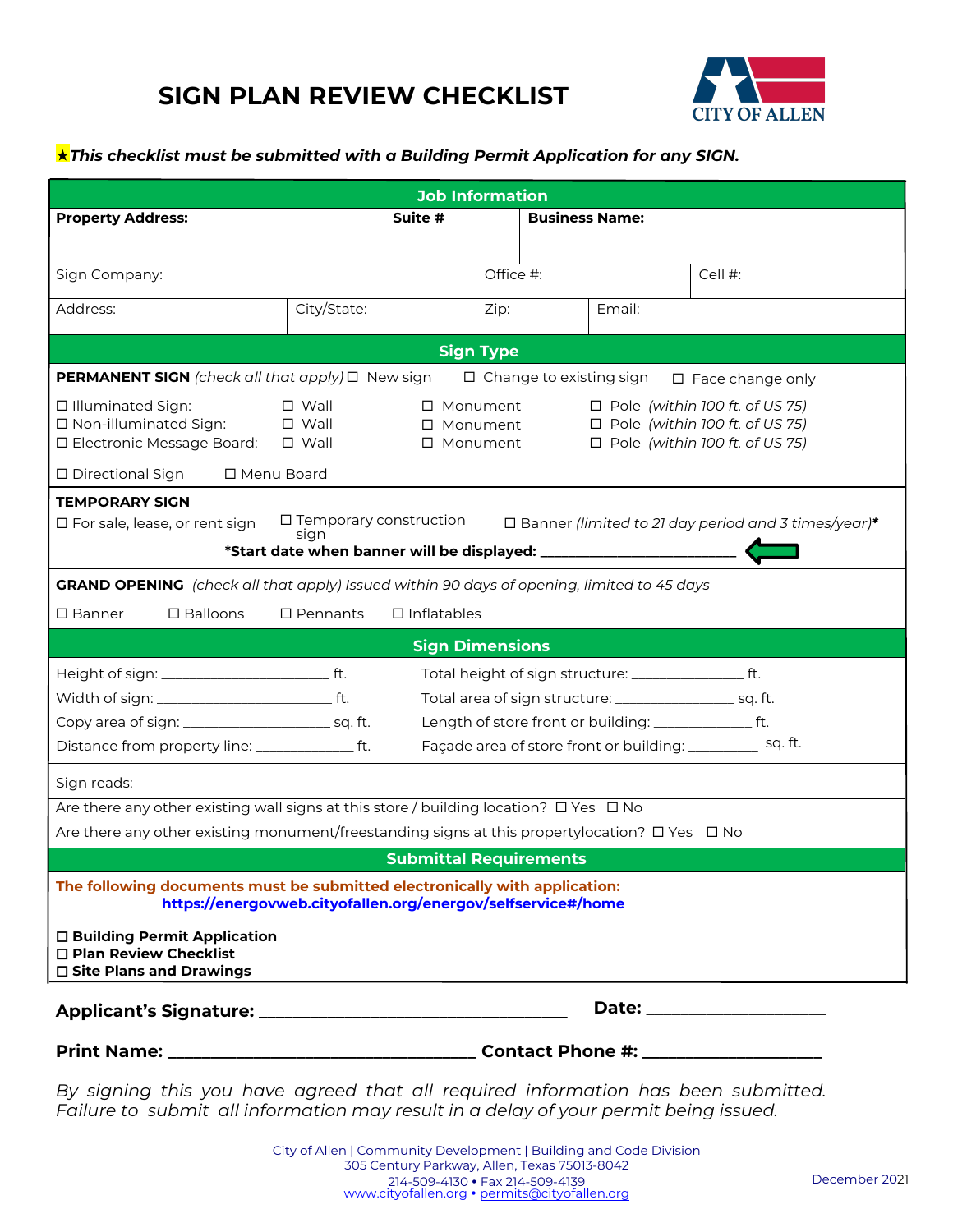# SIGN PLAN REVIEW CHECKLIST

CITY OF ALLEN

★*This checklist must be submitted with a Building Permit Application for any SIGN.*

## Job Information

| **Property Address:** | **Suite #** | **Business Name:** |
|---|---|---|
| | | |

| Sign Company: | Office #: | Cell #: |
|---|---|---|

| Address: | City/State: | Zip: | Email: |
|---|---|---|---|

## Sign Type

**PERMANENT SIGN** *(check all that apply)* ☐ New sign ☐ Change to existing sign ☐ Face change only

| | | | |
|---|---|---|---|
| ☐ Illuminated Sign: | ☐ Wall | ☐ Monument | ☐ Pole *(within 100 ft. of US 75)* |
| ☐ Non-illuminated Sign: | ☐ Wall | ☐ Monument | ☐ Pole *(within 100 ft. of US 75)* |
| ☐ Electronic Message Board: | ☐ Wall | ☐ Monument | ☐ Pole *(within 100 ft. of US 75)* |

☐ Directional Sign ☐ Menu Board

**TEMPORARY SIGN**

☐ For sale, lease, or rent sign ☐ Temporary construction sign ☐ Banner *(limited to 21 day period and 3 times/year)**

***Start date when banner will be displayed: ______________________**

**GRAND OPENING** *(check all that apply) Issued within 90 days of opening, limited to 45 days*

☐ Banner ☐ Balloons ☐ Pennants ☐ Inflatables

## Sign Dimensions

| | |
|---|---|
| Height of sign: ____________________ ft. | Total height of sign structure: _____________ ft. |
| Width of sign: ____________________ ft. | Total area of sign structure: ______________ sq. ft. |
| Copy area of sign: _________________ sq. ft. | Length of store front or building: ___________ ft. |
| Distance from property line: ____________ ft. | Façade area of store front or building: ________ sq. ft. |

Sign reads:

Are there any other existing wall signs at this store / building location? ☐ Yes ☐ No

Are there any other existing monument/freestanding signs at this propertylocation? ☐ Yes ☐ No

## Submittal Requirements

**The following documents must be submitted electronically with application:**
**https://energovweb.cityofallen.org/energov/selfservice#/home**

**☐ Building Permit Application**
**☐ Plan Review Checklist**
**☐ Site Plans and Drawings**

**Applicant's Signature: ________________________________** **Date: __________________**

**Print Name: ________________________________** **Contact Phone #: __________________**

*By signing this you have agreed that all required information has been submitted. Failure to submit all information may result in a delay of your permit being issued.*

City of Allen | Community Development | Building and Code Division
305 Century Parkway, Allen, Texas 75013-8042
214-509-4130 • Fax 214-509-4139
www.cityofallen.org • permits@cityofallen.org

December 2021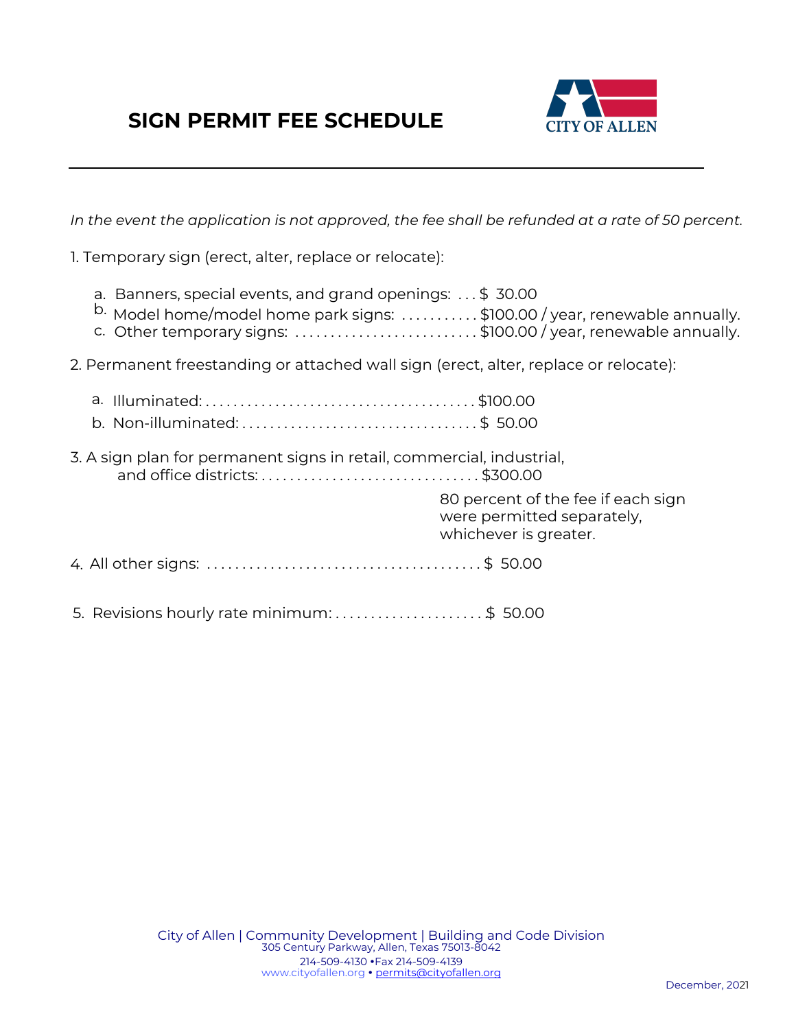# SIGN PERMIT FEE SCHEDULE

CITY OF ALLEN

*In the event the application is not approved, the fee shall be refunded at a rate of 50 percent.*

1. Temporary sign (erect, alter, replace or relocate):

   a. Banners, special events, and grand openings: . . . $ 30.00
   b. Model home/model home park signs: . . . . . . . . . . . $100.00 / year, renewable annually.
   c. Other temporary signs: . . . . . . . . . . . . . . . . . . . . . . . . . . $100.00 / year, renewable annually.

2. Permanent freestanding or attached wall sign (erect, alter, replace or relocate):

   a. Illuminated: . . . . . . . . . . . . . . . . . . . . . . . . . . . . . . . . . . . . . . . $100.00
   b. Non-illuminated: . . . . . . . . . . . . . . . . . . . . . . . . . . . . . . . . . . $ 50.00

3. A sign plan for permanent signs in retail, commercial, industrial, and office districts: . . . . . . . . . . . . . . . . . . . . . . . . . . . . . . . $300.00

   80 percent of the fee if each sign were permitted separately, whichever is greater.

4. All other signs: . . . . . . . . . . . . . . . . . . . . . . . . . . . . . . . . . . . . . . $ 50.00

5. Revisions hourly rate minimum: . . . . . . . . . . . . . . . . . . . . . $ 50.00

City of Allen | Community Development | Building and Code Division
305 Century Parkway, Allen, Texas 75013-8042
214-509-4130 •Fax 214-509-4139
www.cityofallen.org • permits@cityofallen.org

December, 2021